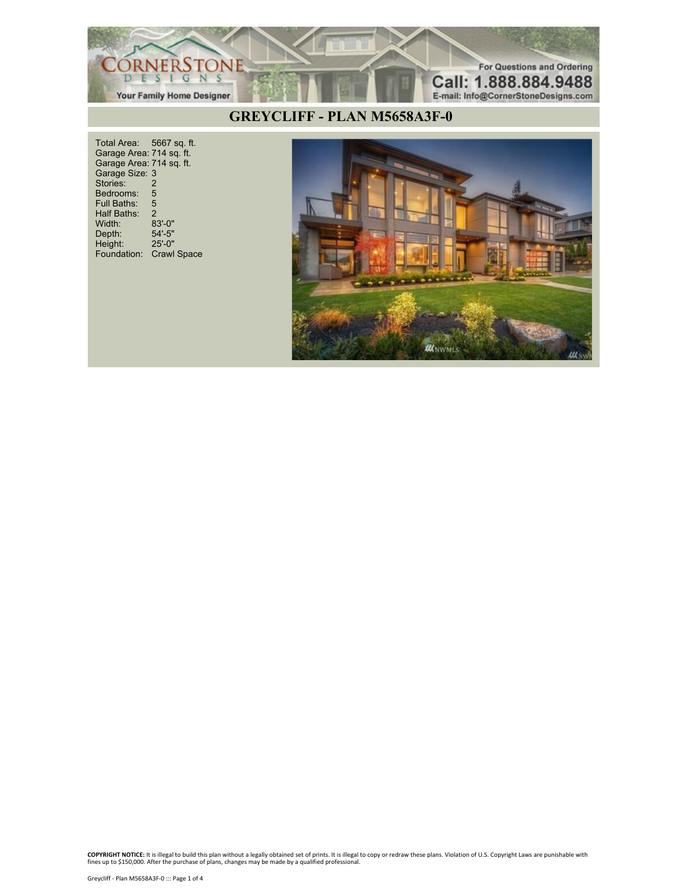# GREYCLIFF - PLAN M5658A3F-0

| | |
|---|---|
| Total Area: | 5667 sq. ft. |
| Garage Area: | 714 sq. ft. |
| Garage Area: | 714 sq. ft. |
| Garage Size: | 3 |
| Stories: | 2 |
| Bedrooms: | 5 |
| Full Baths: | 5 |
| Half Baths: | 2 |
| Width: | 83'-0" |
| Depth: | 54'-5" |
| Height: | 25'-0" |
| Foundation: | Crawl Space |

**COPYRIGHT NOTICE:** It is illegal to build this plan without a legally obtained set of prints. It is illegal to copy or redraw these plans. Violation of U.S. Copyright Laws are punishable with fines up to $150,000. After the purchase of plans, changes may be made by a qualified professional.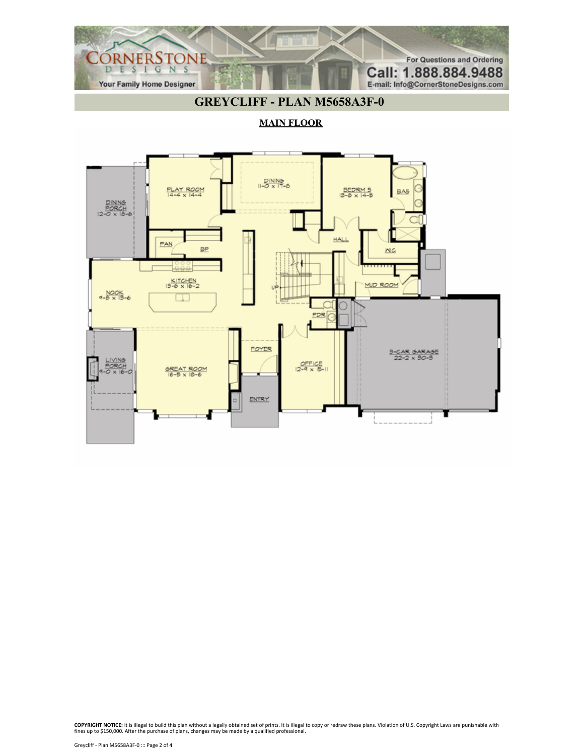CORNERSTONE DESIGNS
Your Family Home Designer

For Questions and Ordering
Call: 1.888.884.9488
E-mail: Info@CornerStoneDesigns.com

# GREYCLIFF - PLAN M5658A3F-0

## MAIN FLOOR

DINING PORCH
12-0 x 18-6

PLAY ROOM
14-4 x 14-4

DINING
11-0 x 17-8

BEDRM 5
13-8 x 14-5

BA5

HALL

WIC

PAN

BP

KITCHEN
13-6 x 16-2

NOOK
9-8 x 13-6

UP

MUD ROOM

PDR

LIVING PORCH
9-0 x 16-0

GREAT ROOM
16-5 x 18-6

FOYER

OFFICE
12-9 x 15-11

3-CAR GARAGE
22-2 x 30-3

ENTRY

**COPYRIGHT NOTICE:** It is illegal to build this plan without a legally obtained set of prints. It is illegal to copy or redraw these plans. Violation of U.S. Copyright Laws are punishable with fines up to $150,000. After the purchase of plans, changes may be made by a qualified professional.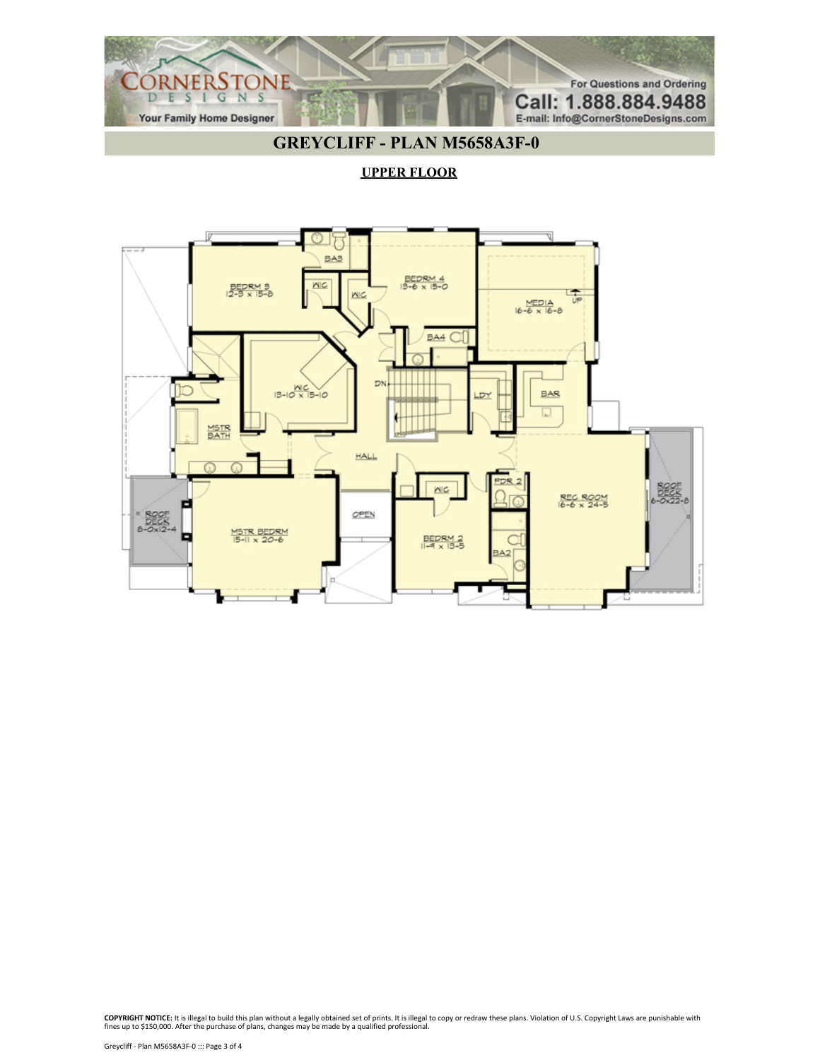# GREYCLIFF - PLAN M5658A3F-0

## UPPER FLOOR

BEDRM 3
12-3 x 15-8

BA3

W/C

W/C

BEDRM 4
13-6 x 15-0

MEDIA
16-6 x 16-8

UP

BA4

W/C
13-10 x 15-10

DN

LDY

BAR

MSTR BATH

HALL

ROOF DECK
8-0x12-4

W/C

PDR 2

REC ROOM
16-6 x 24-5

ROOF DECK
6-0X22-8

OPEN

MSTR BEDRM
15-11 x 20-6

BEDRM 2
11-9 x 13-5

BA2

**COPYRIGHT NOTICE:** It is illegal to build this plan without a legally obtained set of prints. It is illegal to copy or redraw these plans. Violation of U.S. Copyright Laws are punishable with fines up to $150,000. After the purchase of plans, changes may be made by a qualified professional.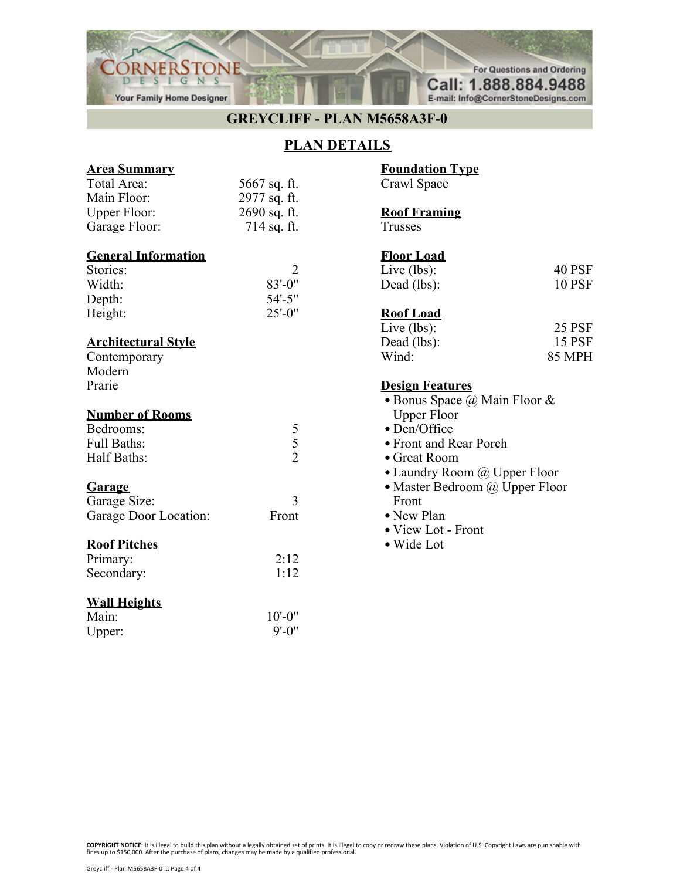CornerStone Designs — Your Family Home Designer

For Questions and Ordering Call: 1.888.884.9488
E-mail: Info@CornerStoneDesigns.com

# GREYCLIFF - PLAN M5658A3F-0

## PLAN DETAILS

### Area Summary

| | |
|---|---|
| Total Area: | 5667 sq. ft. |
| Main Floor: | 2977 sq. ft. |
| Upper Floor: | 2690 sq. ft. |
| Garage Floor: | 714 sq. ft. |

### General Information

| | |
|---|---|
| Stories: | 2 |
| Width: | 83'-0" |
| Depth: | 54'-5" |
| Height: | 25'-0" |

### Architectural Style

Contemporary
Modern
Prarie

### Number of Rooms

| | |
|---|---|
| Bedrooms: | 5 |
| Full Baths: | 5 |
| Half Baths: | 2 |

### Garage

| | |
|---|---|
| Garage Size: | 3 |
| Garage Door Location: | Front |

### Roof Pitches

| | |
|---|---|
| Primary: | 2:12 |
| Secondary: | 1:12 |

### Wall Heights

| | |
|---|---|
| Main: | 10'-0" |
| Upper: | 9'-0" |

### Foundation Type

Crawl Space

### Roof Framing

Trusses

### Floor Load

| | |
|---|---|
| Live (lbs): | 40 PSF |
| Dead (lbs): | 10 PSF |

### Roof Load

| | |
|---|---|
| Live (lbs): | 25 PSF |
| Dead (lbs): | 15 PSF |
| Wind: | 85 MPH |

### Design Features

- Bonus Space @ Main Floor & Upper Floor
- Den/Office
- Front and Rear Porch
- Great Room
- Laundry Room @ Upper Floor
- Master Bedroom @ Upper Floor Front
- New Plan
- View Lot - Front
- Wide Lot

**COPYRIGHT NOTICE:** It is illegal to build this plan without a legally obtained set of prints. It is illegal to copy or redraw these plans. Violation of U.S. Copyright Laws are punishable with fines up to $150,000. After the purchase of plans, changes may be made by a qualified professional.